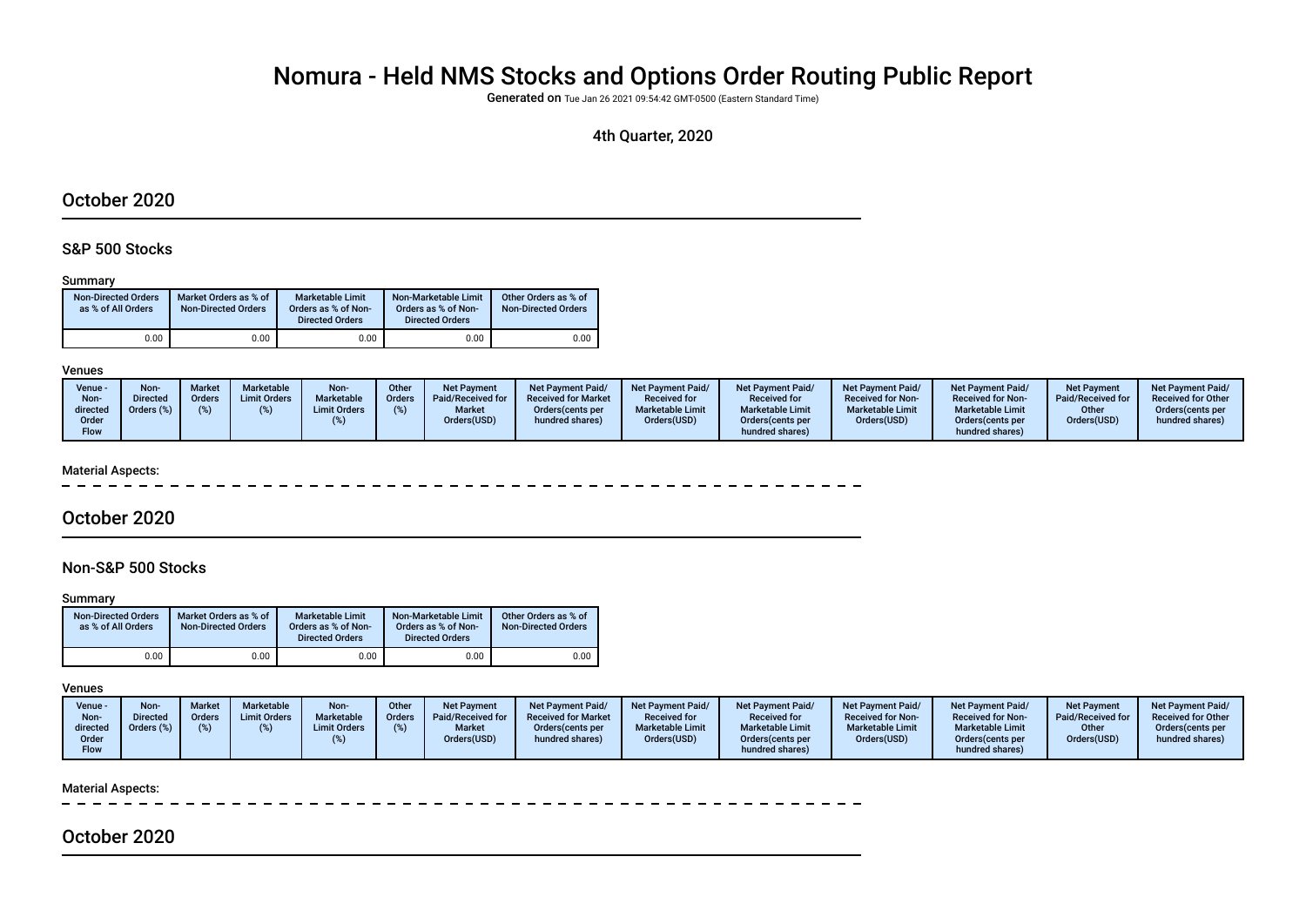# Nomura - Held NMS Stocks and Options Order Routing Public Report

**Generated on** Tue Jan 26 2021 09:54:42 GMT-0500 (Eastern Standard Time)

4th Quarter, 2020

## October 2020

### S&P 500 Stocks

Summary

| Non-Directed Orders as % of All Orders | Market Orders as % of Non-Directed Orders | Marketable Limit Orders as % of Non-Directed Orders | Non-Marketable Limit Orders as % of Non-Directed Orders | Other Orders as % of Non-Directed Orders |
|---|---|---|---|---|
| 0.00 | 0.00 | 0.00 | 0.00 | 0.00 |

Venues

| Venue - Non-directed Order Flow | Non-Directed Orders (%) | Market Orders (%) | Marketable Limit Orders (%) | Non-Marketable Limit Orders (%) | Other Orders (%) | Net Payment Paid/Received for Market Orders(USD) | Net Payment Paid/ Received for Market Orders(cents per hundred shares) | Net Payment Paid/ Received for Marketable Limit Orders(USD) | Net Payment Paid/ Received for Marketable Limit Orders(cents per hundred shares) | Net Payment Paid/ Received for Non-Marketable Limit Orders(USD) | Net Payment Paid/ Received for Non-Marketable Limit Orders(cents per hundred shares) | Net Payment Paid/Received for Other Orders(USD) | Net Payment Paid/ Received for Other Orders(cents per hundred shares) |
|---|---|---|---|---|---|---|---|---|---|---|---|---|---|

Material Aspects:

## October 2020

### Non-S&P 500 Stocks

Summary

| Non-Directed Orders as % of All Orders | Market Orders as % of Non-Directed Orders | Marketable Limit Orders as % of Non-Directed Orders | Non-Marketable Limit Orders as % of Non-Directed Orders | Other Orders as % of Non-Directed Orders |
|---|---|---|---|---|
| 0.00 | 0.00 | 0.00 | 0.00 | 0.00 |

Venues

| Venue - Non-directed Order Flow | Non-Directed Orders (%) | Market Orders (%) | Marketable Limit Orders (%) | Non-Marketable Limit Orders (%) | Other Orders (%) | Net Payment Paid/Received for Market Orders(USD) | Net Payment Paid/ Received for Market Orders(cents per hundred shares) | Net Payment Paid/ Received for Marketable Limit Orders(USD) | Net Payment Paid/ Received for Marketable Limit Orders(cents per hundred shares) | Net Payment Paid/ Received for Non-Marketable Limit Orders(USD) | Net Payment Paid/ Received for Non-Marketable Limit Orders(cents per hundred shares) | Net Payment Paid/Received for Other Orders(USD) | Net Payment Paid/ Received for Other Orders(cents per hundred shares) |
|---|---|---|---|---|---|---|---|---|---|---|---|---|---|

Material Aspects:

## October 2020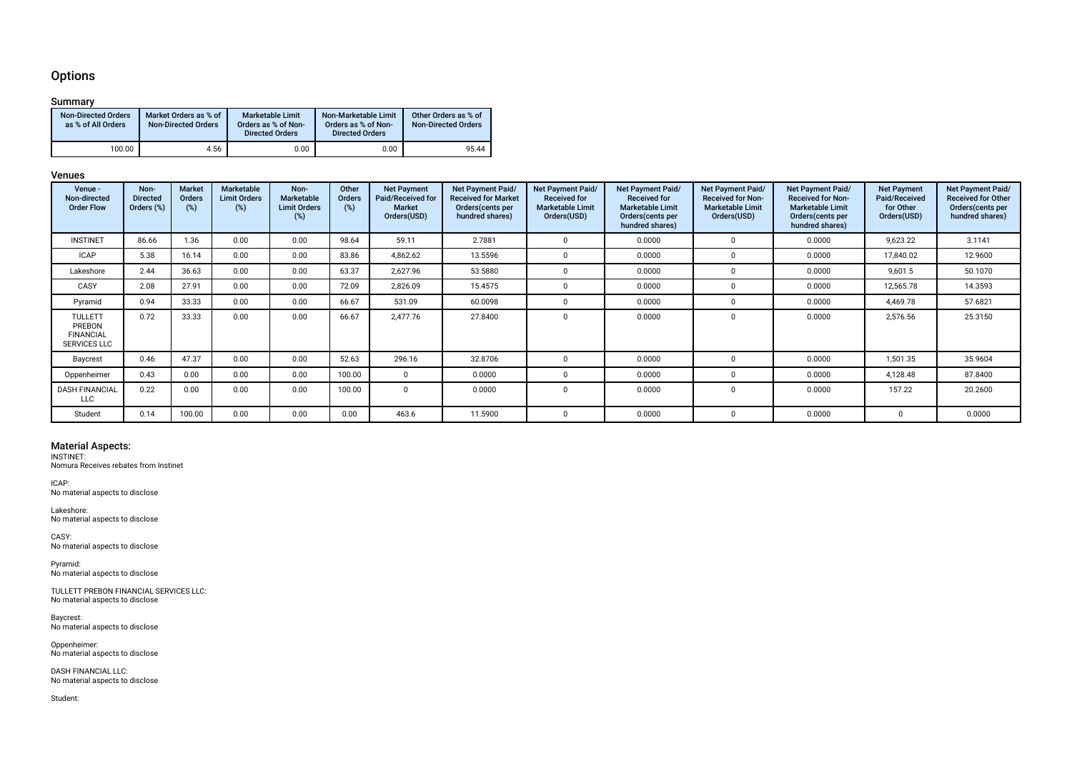## Options

### Summary

| Non-Directed Orders as % of All Orders | Market Orders as % of Non-Directed Orders | Marketable Limit Orders as % of Non-Directed Orders | Non-Marketable Limit Orders as % of Non-Directed Orders | Other Orders as % of Non-Directed Orders |
|---|---|---|---|---|
| 100.00 | 4.56 | 0.00 | 0.00 | 95.44 |

### Venues

| Venue - Non-directed Order Flow | Non-Directed Orders (%) | Market Orders (%) | Marketable Limit Orders (%) | Non-Marketable Limit Orders (%) | Other Orders (%) | Net Payment Paid/Received for Market Orders(USD) | Net Payment Paid/ Received for Market Orders(cents per hundred shares) | Net Payment Paid/ Received for Marketable Limit Orders(USD) | Net Payment Paid/ Received for Marketable Limit Orders(cents per hundred shares) | Net Payment Paid/ Received for Non-Marketable Limit Orders(USD) | Net Payment Paid/ Received for Non-Marketable Limit Orders(cents per hundred shares) | Net Payment Paid/Received for Other Orders(USD) | Net Payment Paid/ Received for Other Orders(cents per hundred shares) |
|---|---|---|---|---|---|---|---|---|---|---|---|---|---|
| INSTINET | 86.66 | 1.36 | 0.00 | 0.00 | 98.64 | 59.11 | 2.7881 | 0 | 0.0000 | 0 | 0.0000 | 9,623.22 | 3.1141 |
| ICAP | 5.38 | 16.14 | 0.00 | 0.00 | 83.86 | 4,862.62 | 13.5596 | 0 | 0.0000 | 0 | 0.0000 | 17,840.02 | 12.9600 |
| Lakeshore | 2.44 | 36.63 | 0.00 | 0.00 | 63.37 | 2,627.96 | 53.5880 | 0 | 0.0000 | 0 | 0.0000 | 9,601.5 | 50.1070 |
| CASY | 2.08 | 27.91 | 0.00 | 0.00 | 72.09 | 2,826.09 | 15.4575 | 0 | 0.0000 | 0 | 0.0000 | 12,565.78 | 14.3593 |
| Pyramid | 0.94 | 33.33 | 0.00 | 0.00 | 66.67 | 531.09 | 60.0098 | 0 | 0.0000 | 0 | 0.0000 | 4,469.78 | 57.6821 |
| TULLETT PREBON FINANCIAL SERVICES LLC | 0.72 | 33.33 | 0.00 | 0.00 | 66.67 | 2,477.76 | 27.8400 | 0 | 0.0000 | 0 | 0.0000 | 2,576.56 | 25.3150 |
| Baycrest | 0.46 | 47.37 | 0.00 | 0.00 | 52.63 | 296.16 | 32.8706 | 0 | 0.0000 | 0 | 0.0000 | 1,501.35 | 35.9604 |
| Oppenheimer | 0.43 | 0.00 | 0.00 | 0.00 | 100.00 | 0 | 0.0000 | 0 | 0.0000 | 0 | 0.0000 | 4,128.48 | 87.8400 |
| DASH FINANCIAL LLC | 0.22 | 0.00 | 0.00 | 0.00 | 100.00 | 0 | 0.0000 | 0 | 0.0000 | 0 | 0.0000 | 157.22 | 20.2600 |
| Student | 0.14 | 100.00 | 0.00 | 0.00 | 0.00 | 463.6 | 11.5900 | 0 | 0.0000 | 0 | 0.0000 | 0 | 0.0000 |

### Material Aspects:

INSTINET:
Nomura Receives rebates from Instinet

ICAP:
No material aspects to disclose

Lakeshore:
No material aspects to disclose

CASY:
No material aspects to disclose

Pyramid:
No material aspects to disclose

TULLETT PREBON FINANCIAL SERVICES LLC:
No material aspects to disclose

Baycrest:
No material aspects to disclose

Oppenheimer:
No material aspects to disclose

DASH FINANCIAL LLC:
No material aspects to disclose

Student: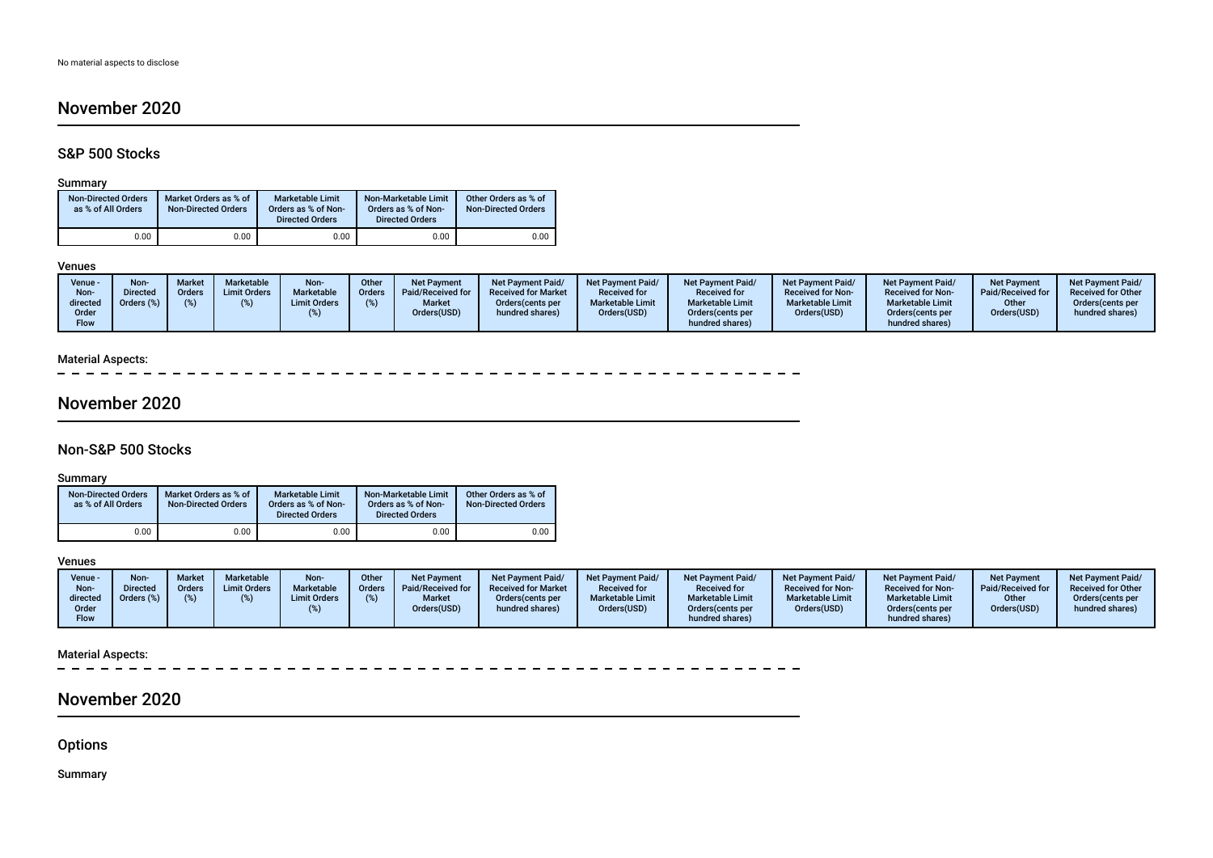No material aspects to disclose

## November 2020

### S&P 500 Stocks

Summary

| Non-Directed Orders as % of All Orders | Market Orders as % of Non-Directed Orders | Marketable Limit Orders as % of Non-Directed Orders | Non-Marketable Limit Orders as % of Non-Directed Orders | Other Orders as % of Non-Directed Orders |
|---|---|---|---|---|
| 0.00 | 0.00 | 0.00 | 0.00 | 0.00 |

Venues

| Venue - Non-directed Order Flow | Non-Directed Orders (%) | Market Orders (%) | Marketable Limit Orders (%) | Non-Marketable Limit Orders (%) | Other Orders (%) | Net Payment Paid/Received for Market Orders(USD) | Net Payment Paid/ Received for Market Orders(cents per hundred shares) | Net Payment Paid/ Received for Marketable Limit Orders(USD) | Net Payment Paid/ Received for Marketable Limit Orders(cents per hundred shares) | Net Payment Paid/ Received for Non-Marketable Limit Orders(USD) | Net Payment Paid/ Received for Non-Marketable Limit Orders(cents per hundred shares) | Net Payment Paid/Received for Other Orders(USD) | Net Payment Paid/ Received for Other Orders(cents per hundred shares) |
|---|---|---|---|---|---|---|---|---|---|---|---|---|---|

Material Aspects:

## November 2020

### Non-S&P 500 Stocks

Summary

| Non-Directed Orders as % of All Orders | Market Orders as % of Non-Directed Orders | Marketable Limit Orders as % of Non-Directed Orders | Non-Marketable Limit Orders as % of Non-Directed Orders | Other Orders as % of Non-Directed Orders |
|---|---|---|---|---|
| 0.00 | 0.00 | 0.00 | 0.00 | 0.00 |

Venues

| Venue - Non-directed Order Flow | Non-Directed Orders (%) | Market Orders (%) | Marketable Limit Orders (%) | Non-Marketable Limit Orders (%) | Other Orders (%) | Net Payment Paid/Received for Market Orders(USD) | Net Payment Paid/ Received for Market Orders(cents per hundred shares) | Net Payment Paid/ Received for Marketable Limit Orders(USD) | Net Payment Paid/ Received for Marketable Limit Orders(cents per hundred shares) | Net Payment Paid/ Received for Non-Marketable Limit Orders(USD) | Net Payment Paid/ Received for Non-Marketable Limit Orders(cents per hundred shares) | Net Payment Paid/Received for Other Orders(USD) | Net Payment Paid/ Received for Other Orders(cents per hundred shares) |
|---|---|---|---|---|---|---|---|---|---|---|---|---|---|

Material Aspects:

## November 2020

### Options

Summary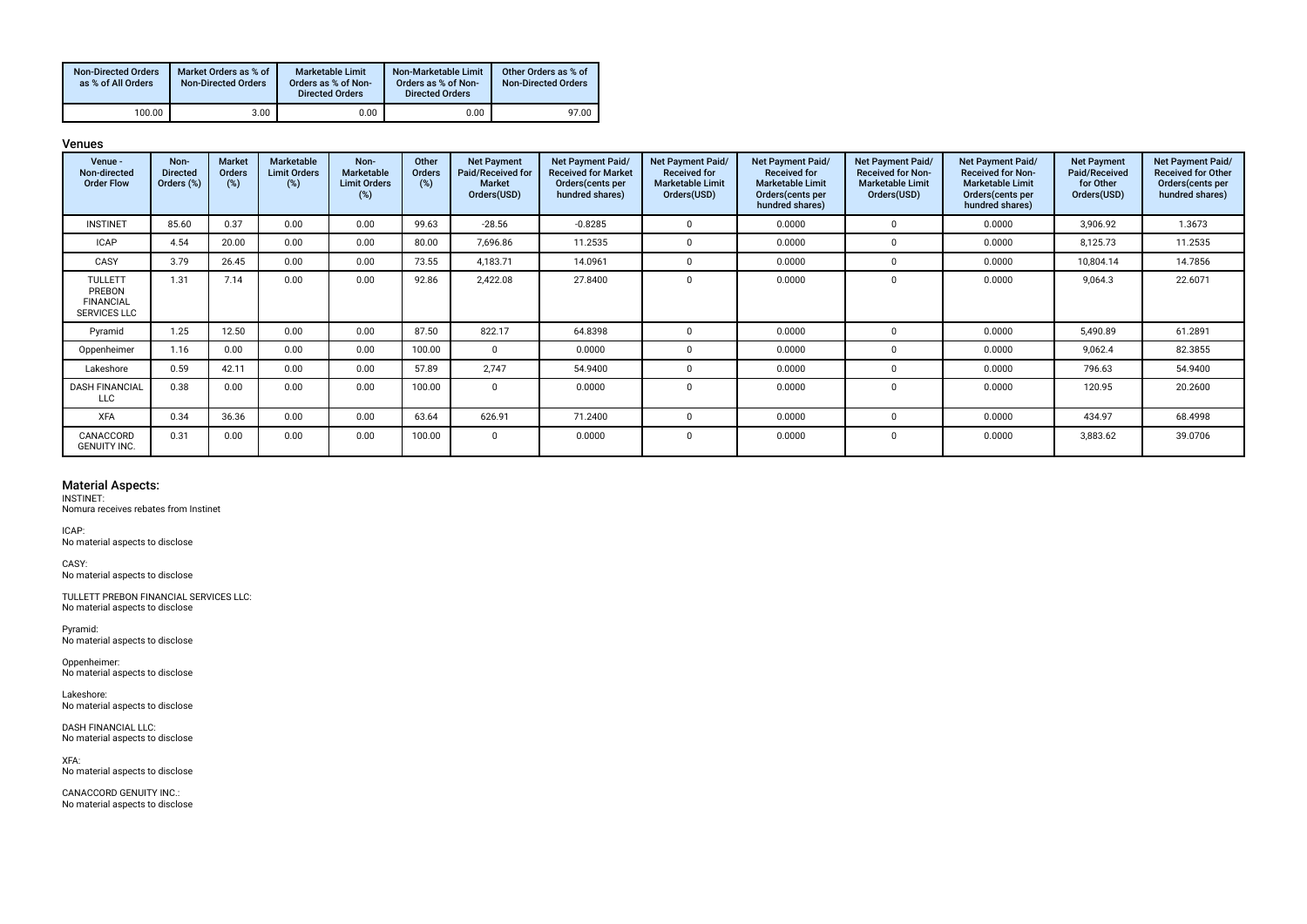| Non-Directed Orders as % of All Orders | Market Orders as % of Non-Directed Orders | Marketable Limit Orders as % of Non-Directed Orders | Non-Marketable Limit Orders as % of Non-Directed Orders | Other Orders as % of Non-Directed Orders |
|---|---|---|---|---|
| 100.00 | 3.00 | 0.00 | 0.00 | 97.00 |

## Venues

| Venue - Non-directed Order Flow | Non-Directed Orders (%) | Market Orders (%) | Marketable Limit Orders (%) | Non-Marketable Limit Orders (%) | Other Orders (%) | Net Payment Paid/Received for Market Orders(USD) | Net Payment Paid/Received for Market Orders(cents per hundred shares) | Net Payment Paid/Received for Marketable Limit Orders(USD) | Net Payment Paid/Received for Marketable Limit Orders(cents per hundred shares) | Net Payment Paid/Received for Non-Marketable Limit Orders(USD) | Net Payment Paid/Received for Non-Marketable Limit Orders(cents per hundred shares) | Net Payment Paid/Received for Other Orders(USD) | Net Payment Paid/Received for Other Orders(cents per hundred shares) |
|---|---|---|---|---|---|---|---|---|---|---|---|---|---|
| INSTINET | 85.60 | 0.37 | 0.00 | 0.00 | 99.63 | -28.56 | -0.8285 | 0 | 0.0000 | 0 | 0.0000 | 3,906.92 | 1.3673 |
| ICAP | 4.54 | 20.00 | 0.00 | 0.00 | 80.00 | 7,696.86 | 11.2535 | 0 | 0.0000 | 0 | 0.0000 | 8,125.73 | 11.2535 |
| CASY | 3.79 | 26.45 | 0.00 | 0.00 | 73.55 | 4,183.71 | 14.0961 | 0 | 0.0000 | 0 | 0.0000 | 10,804.14 | 14.7856 |
| TULLETT PREBON FINANCIAL SERVICES LLC | 1.31 | 7.14 | 0.00 | 0.00 | 92.86 | 2,422.08 | 27.8400 | 0 | 0.0000 | 0 | 0.0000 | 9,064.3 | 22.6071 |
| Pyramid | 1.25 | 12.50 | 0.00 | 0.00 | 87.50 | 822.17 | 64.8398 | 0 | 0.0000 | 0 | 0.0000 | 5,490.89 | 61.2891 |
| Oppenheimer | 1.16 | 0.00 | 0.00 | 0.00 | 100.00 | 0 | 0.0000 | 0 | 0.0000 | 0 | 0.0000 | 9,062.4 | 82.3855 |
| Lakeshore | 0.59 | 42.11 | 0.00 | 0.00 | 57.89 | 2,747 | 54.9400 | 0 | 0.0000 | 0 | 0.0000 | 796.63 | 54.9400 |
| DASH FINANCIAL LLC | 0.38 | 0.00 | 0.00 | 0.00 | 100.00 | 0 | 0.0000 | 0 | 0.0000 | 0 | 0.0000 | 120.95 | 20.2600 |
| XFA | 0.34 | 36.36 | 0.00 | 0.00 | 63.64 | 626.91 | 71.2400 | 0 | 0.0000 | 0 | 0.0000 | 434.97 | 68.4998 |
| CANACCORD GENUITY INC. | 0.31 | 0.00 | 0.00 | 0.00 | 100.00 | 0 | 0.0000 | 0 | 0.0000 | 0 | 0.0000 | 3,883.62 | 39.0706 |

## Material Aspects:

INSTINET:
Nomura receives rebates from Instinet

ICAP:
No material aspects to disclose

CASY:
No material aspects to disclose

TULLETT PREBON FINANCIAL SERVICES LLC:
No material aspects to disclose

Pyramid:
No material aspects to disclose

Oppenheimer:
No material aspects to disclose

Lakeshore:
No material aspects to disclose

DASH FINANCIAL LLC:
No material aspects to disclose

XFA:
No material aspects to disclose

CANACCORD GENUITY INC.:
No material aspects to disclose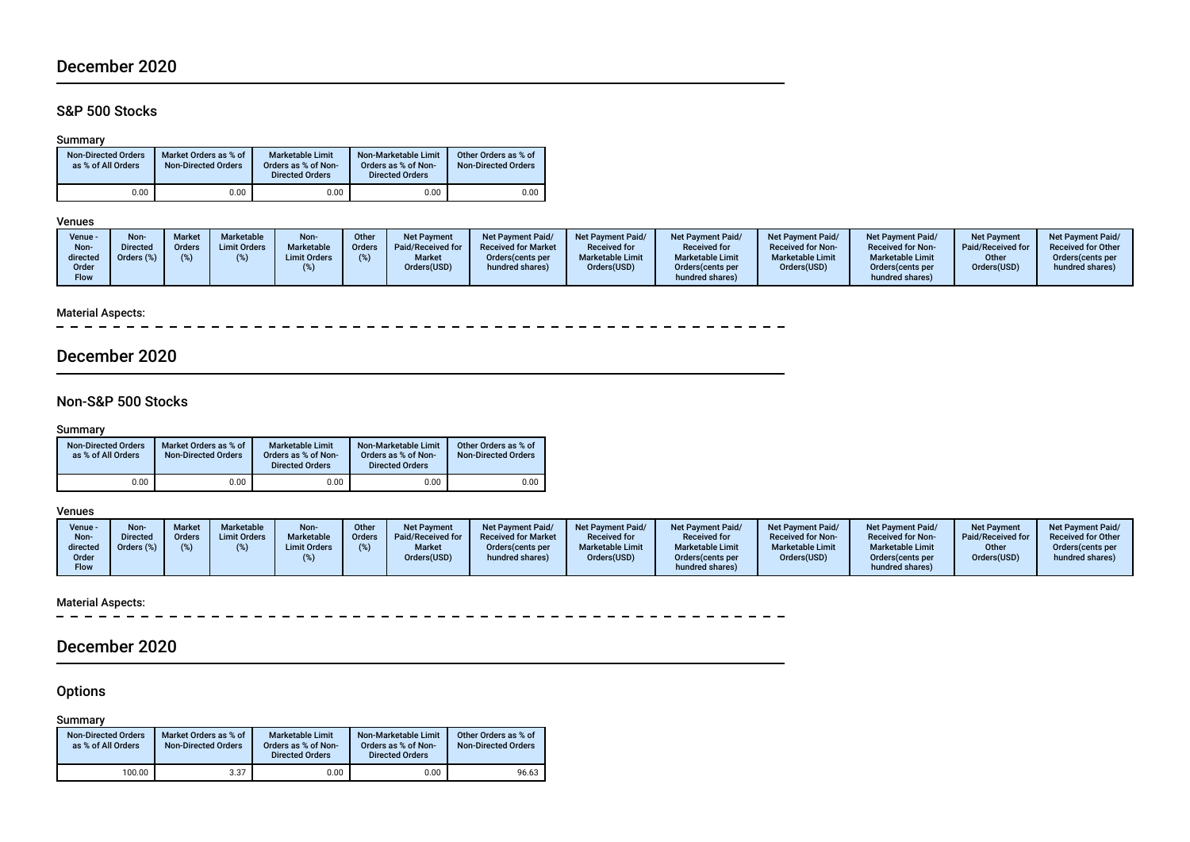## December 2020

### S&P 500 Stocks

#### Summary

| Non-Directed Orders as % of All Orders | Market Orders as % of Non-Directed Orders | Marketable Limit Orders as % of Non-Directed Orders | Non-Marketable Limit Orders as % of Non-Directed Orders | Other Orders as % of Non-Directed Orders |
|---|---|---|---|---|
| 0.00 | 0.00 | 0.00 | 0.00 | 0.00 |

#### Venues

| Venue - Non-directed Order Flow | Non-Directed Orders (%) | Market Orders (%) | Marketable Limit Orders (%) | Non-Marketable Limit Orders (%) | Other Orders (%) | Net Payment Paid/Received for Market Orders(USD) | Net Payment Paid/Received for Market Orders(cents per hundred shares) | Net Payment Paid/Received for Marketable Limit Orders(USD) | Net Payment Paid/Received for Marketable Limit Orders(cents per hundred shares) | Net Payment Paid/Received for Non-Marketable Limit Orders(USD) | Net Payment Paid/Received for Non-Marketable Limit Orders(cents per hundred shares) | Net Payment Paid/Received for Other Orders(USD) | Net Payment Paid/Received for Other Orders(cents per hundred shares) |
|---|---|---|---|---|---|---|---|---|---|---|---|---|---|

#### Material Aspects:

## December 2020

### Non-S&P 500 Stocks

#### Summary

| Non-Directed Orders as % of All Orders | Market Orders as % of Non-Directed Orders | Marketable Limit Orders as % of Non-Directed Orders | Non-Marketable Limit Orders as % of Non-Directed Orders | Other Orders as % of Non-Directed Orders |
|---|---|---|---|---|
| 0.00 | 0.00 | 0.00 | 0.00 | 0.00 |

#### Venues

| Venue - Non-directed Order Flow | Non-Directed Orders (%) | Market Orders (%) | Marketable Limit Orders (%) | Non-Marketable Limit Orders (%) | Other Orders (%) | Net Payment Paid/Received for Market Orders(USD) | Net Payment Paid/Received for Market Orders(cents per hundred shares) | Net Payment Paid/Received for Marketable Limit Orders(USD) | Net Payment Paid/Received for Marketable Limit Orders(cents per hundred shares) | Net Payment Paid/Received for Non-Marketable Limit Orders(USD) | Net Payment Paid/Received for Non-Marketable Limit Orders(cents per hundred shares) | Net Payment Paid/Received for Other Orders(USD) | Net Payment Paid/Received for Other Orders(cents per hundred shares) |
|---|---|---|---|---|---|---|---|---|---|---|---|---|---|

#### Material Aspects:

## December 2020

### Options

#### Summary

| Non-Directed Orders as % of All Orders | Market Orders as % of Non-Directed Orders | Marketable Limit Orders as % of Non-Directed Orders | Non-Marketable Limit Orders as % of Non-Directed Orders | Other Orders as % of Non-Directed Orders |
|---|---|---|---|---|
| 100.00 | 3.37 | 0.00 | 0.00 | 96.63 |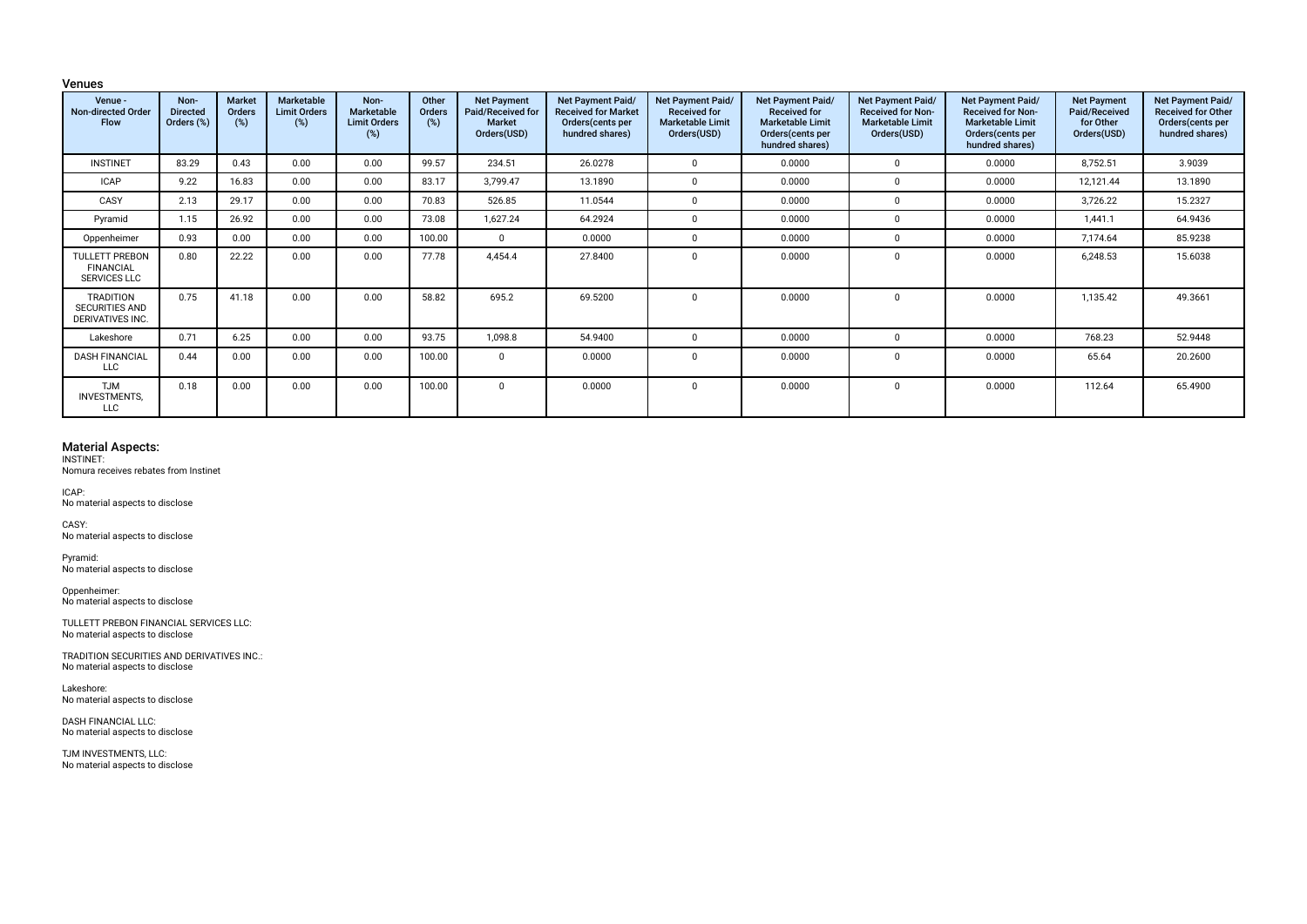## Venues

| Venue - Non-directed Order Flow | Non-Directed Orders (%) | Market Orders (%) | Marketable Limit Orders (%) | Non-Marketable Limit Orders (%) | Other Orders (%) | Net Payment Paid/Received for Market Orders(USD) | Net Payment Paid/ Received for Market Orders(cents per hundred shares) | Net Payment Paid/ Received for Marketable Limit Orders(USD) | Net Payment Paid/ Received for Marketable Limit Orders(cents per hundred shares) | Net Payment Paid/ Received for Non-Marketable Limit Orders(USD) | Net Payment Paid/ Received for Non-Marketable Limit Orders(cents per hundred shares) | Net Payment Paid/Received for Other Orders(USD) | Net Payment Paid/ Received for Other Orders(cents per hundred shares) |
|---|---|---|---|---|---|---|---|---|---|---|---|---|---|
| INSTINET | 83.29 | 0.43 | 0.00 | 0.00 | 99.57 | 234.51 | 26.0278 | 0 | 0.0000 | 0 | 0.0000 | 8,752.51 | 3.9039 |
| ICAP | 9.22 | 16.83 | 0.00 | 0.00 | 83.17 | 3,799.47 | 13.1890 | 0 | 0.0000 | 0 | 0.0000 | 12,121.44 | 13.1890 |
| CASY | 2.13 | 29.17 | 0.00 | 0.00 | 70.83 | 526.85 | 11.0544 | 0 | 0.0000 | 0 | 0.0000 | 3,726.22 | 15.2327 |
| Pyramid | 1.15 | 26.92 | 0.00 | 0.00 | 73.08 | 1,627.24 | 64.2924 | 0 | 0.0000 | 0 | 0.0000 | 1,441.1 | 64.9436 |
| Oppenheimer | 0.93 | 0.00 | 0.00 | 0.00 | 100.00 | 0 | 0.0000 | 0 | 0.0000 | 0 | 0.0000 | 7,174.64 | 85.9238 |
| TULLETT PREBON FINANCIAL SERVICES LLC | 0.80 | 22.22 | 0.00 | 0.00 | 77.78 | 4,454.4 | 27.8400 | 0 | 0.0000 | 0 | 0.0000 | 6,248.53 | 15.6038 |
| TRADITION SECURITIES AND DERIVATIVES INC. | 0.75 | 41.18 | 0.00 | 0.00 | 58.82 | 695.2 | 69.5200 | 0 | 0.0000 | 0 | 0.0000 | 1,135.42 | 49.3661 |
| Lakeshore | 0.71 | 6.25 | 0.00 | 0.00 | 93.75 | 1,098.8 | 54.9400 | 0 | 0.0000 | 0 | 0.0000 | 768.23 | 52.9448 |
| DASH FINANCIAL LLC | 0.44 | 0.00 | 0.00 | 0.00 | 100.00 | 0 | 0.0000 | 0 | 0.0000 | 0 | 0.0000 | 65.64 | 20.2600 |
| TJM INVESTMENTS, LLC | 0.18 | 0.00 | 0.00 | 0.00 | 100.00 | 0 | 0.0000 | 0 | 0.0000 | 0 | 0.0000 | 112.64 | 65.4900 |

## Material Aspects:

INSTINET:
Nomura receives rebates from Instinet

ICAP:
No material aspects to disclose

CASY:
No material aspects to disclose

Pyramid:
No material aspects to disclose

Oppenheimer:
No material aspects to disclose

TULLETT PREBON FINANCIAL SERVICES LLC:
No material aspects to disclose

TRADITION SECURITIES AND DERIVATIVES INC.:
No material aspects to disclose

Lakeshore:
No material aspects to disclose

DASH FINANCIAL LLC:
No material aspects to disclose

TJM INVESTMENTS, LLC:
No material aspects to disclose